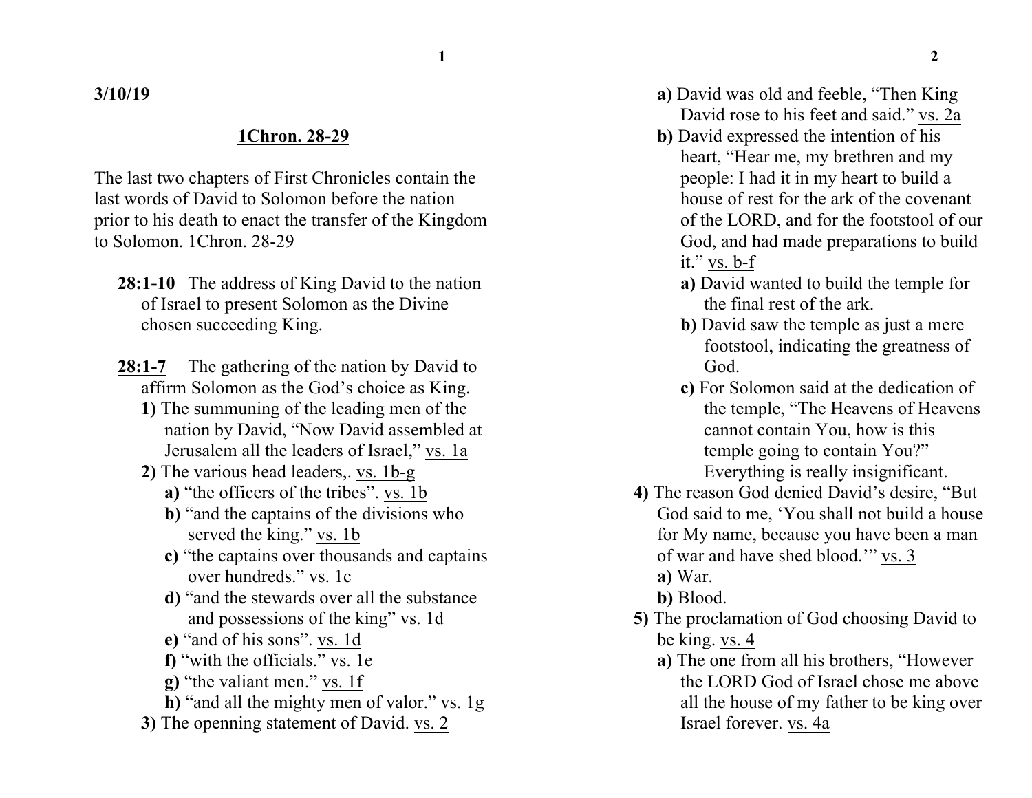**3/10/19**

## 1Chron. 28-29

The last two chapters of First Chronicles contain the last words of David to Solomon before the nation prior to his death to enact the transfer of the Kingdom to Solomon. 1Chron. 28-29

**28:1-10** The address of King David to the nation of Israel to present Solomon as the Divine chosen succeeding King.

**28:1-7** The gathering of the nation by David to affirm Solomon as the God's choice as King.

- **1)** The summuning of the leading men of the nation by David, "Now David assembled at Jerusalem all the leaders of Israel," vs. 1a
- **2)** The various head leaders,. vs. 1b-g
  - **a)** "the officers of the tribes". vs. 1b
  - **b)** "and the captains of the divisions who served the king." vs. 1b
  - **c)** "the captains over thousands and captains over hundreds." vs. 1c
  - **d)** "and the stewards over all the substance and possessions of the king" vs. 1d
  - **e)** "and of his sons". vs. 1d
  - **f)** "with the officials." vs. 1e
  - **g)** "the valiant men." vs. 1f
  - **h)** "and all the mighty men of valor." vs. 1g
- **3)** The openning statement of David. vs. 2
  - **a)** David was old and feeble, "Then King David rose to his feet and said." vs. 2a
  - **b)** David expressed the intention of his heart, "Hear me, my brethren and my people: I had it in my heart to build a house of rest for the ark of the covenant of the LORD, and for the footstool of our God, and had made preparations to build it." vs. b-f
    - **a)** David wanted to build the temple for the final rest of the ark.
    - **b)** David saw the temple as just a mere footstool, indicating the greatness of God.
    - **c)** For Solomon said at the dedication of the temple, "The Heavens of Heavens cannot contain You, how is this temple going to contain You?" Everything is really insignificant.
- **4)** The reason God denied David's desire, "But God said to me, 'You shall not build a house for My name, because you have been a man of war and have shed blood.'" vs. 3
  - **a)** War.
  - **b)** Blood.
- **5)** The proclamation of God choosing David to be king. vs. 4
  - **a)** The one from all his brothers, "However the LORD God of Israel chose me above all the house of my father to be king over Israel forever. vs. 4a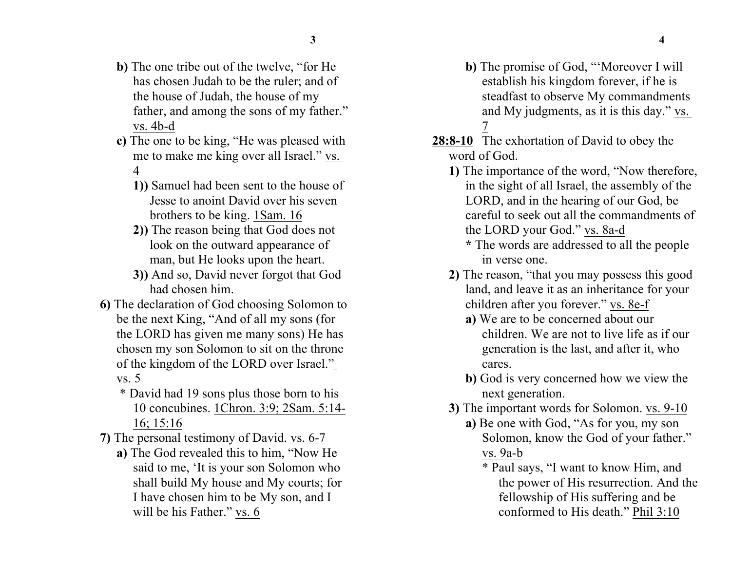**b)** The one tribe out of the twelve, "for He has chosen Judah to be the ruler; and of the house of Judah, the house of my father, and among the sons of my father." vs. 4b-d

**c)** The one to be king, "He was pleased with me to make me king over all Israel." vs. 4

**1))** Samuel had been sent to the house of Jesse to anoint David over his seven brothers to be king. 1Sam. 16

**2))** The reason being that God does not look on the outward appearance of man, but He looks upon the heart.

**3))** And so, David never forgot that God had chosen him.

**6)** The declaration of God choosing Solomon to be the next King, "And of all my sons (for the LORD has given me many sons) He has chosen my son Solomon to sit on the throne of the kingdom of the LORD over Israel." vs. 5

* David had 19 sons plus those born to his 10 concubines. 1Chron. 3:9; 2Sam. 5:14-16; 15:16

**7)** The personal testimony of David. vs. 6-7

**a)** The God revealed this to him, "Now He said to me, 'It is your son Solomon who shall build My house and My courts; for I have chosen him to be My son, and I will be his Father." vs. 6

**b)** The promise of God, "'Moreover I will establish his kingdom forever, if he is steadfast to observe My commandments and My judgments, as it is this day." vs. 7

**28:8-10** The exhortation of David to obey the word of God.

**1)** The importance of the word, "Now therefore, in the sight of all Israel, the assembly of the LORD, and in the hearing of our God, be careful to seek out all the commandments of the LORD your God." vs. 8a-d

* The words are addressed to all the people in verse one.

**2)** The reason, "that you may possess this good land, and leave it as an inheritance for your children after you forever." vs. 8e-f

**a)** We are to be concerned about our children. We are not to live life as if our generation is the last, and after it, who cares.

**b)** God is very concerned how we view the next generation.

**3)** The important words for Solomon. vs. 9-10

**a)** Be one with God, "As for you, my son Solomon, know the God of your father." vs. 9a-b

* Paul says, "I want to know Him, and the power of His resurrection. And the fellowship of His suffering and be conformed to His death." Phil 3:10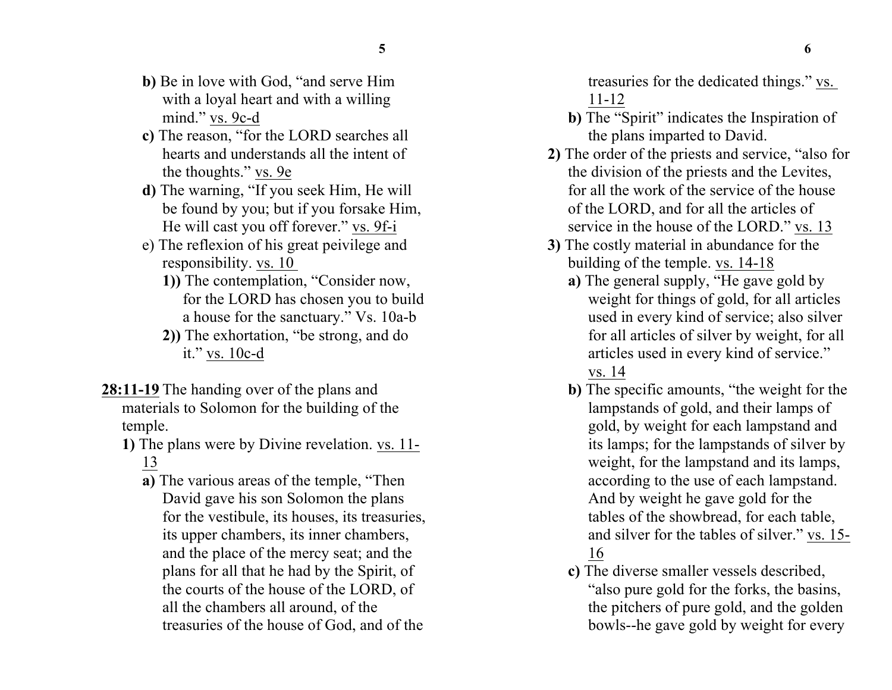**b)** Be in love with God, "and serve Him with a loyal heart and with a willing mind." vs. 9c-d

**c)** The reason, "for the LORD searches all hearts and understands all the intent of the thoughts." vs. 9e

**d)** The warning, "If you seek Him, He will be found by you; but if you forsake Him, He will cast you off forever." vs. 9f-i

e) The reflexion of his great peivilege and responsibility. vs. 10

**1))** The contemplation, "Consider now, for the LORD has chosen you to build a house for the sanctuary." Vs. 10a-b

**2))** The exhortation, "be strong, and do it." vs. 10c-d

**28:11-19** The handing over of the plans and materials to Solomon for the building of the temple.

**1)** The plans were by Divine revelation. vs. 11-13

**a)** The various areas of the temple, "Then David gave his son Solomon the plans for the vestibule, its houses, its treasuries, its upper chambers, its inner chambers, and the place of the mercy seat; and the plans for all that he had by the Spirit, of the courts of the house of the LORD, of all the chambers all around, of the treasuries of the house of God, and of the treasuries for the dedicated things." vs. 11-12

**b)** The "Spirit" indicates the Inspiration of the plans imparted to David.

**2)** The order of the priests and service, "also for the division of the priests and the Levites, for all the work of the service of the house of the LORD, and for all the articles of service in the house of the LORD." vs. 13

**3)** The costly material in abundance for the building of the temple. vs. 14-18

**a)** The general supply, "He gave gold by weight for things of gold, for all articles used in every kind of service; also silver for all articles of silver by weight, for all articles used in every kind of service." vs. 14

**b)** The specific amounts, "the weight for the lampstands of gold, and their lamps of gold, by weight for each lampstand and its lamps; for the lampstands of silver by weight, for the lampstand and its lamps, according to the use of each lampstand. And by weight he gave gold for the tables of the showbread, for each table, and silver for the tables of silver." vs. 15-16

**c)** The diverse smaller vessels described, "also pure gold for the forks, the basins, the pitchers of pure gold, and the golden bowls--he gave gold by weight for every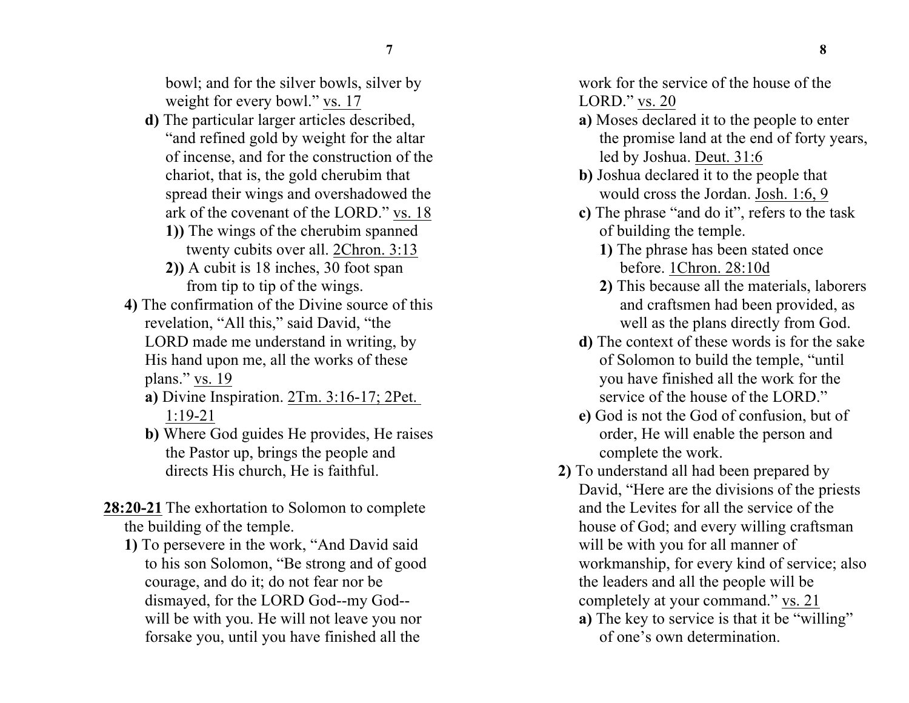bowl; and for the silver bowls, silver by weight for every bowl." vs. 17

**d)** The particular larger articles described, "and refined gold by weight for the altar of incense, and for the construction of the chariot, that is, the gold cherubim that spread their wings and overshadowed the ark of the covenant of the LORD." vs. 18

**1))** The wings of the cherubim spanned twenty cubits over all. 2Chron. 3:13

**2))** A cubit is 18 inches, 30 foot span from tip to tip of the wings.

**4)** The confirmation of the Divine source of this revelation, "All this," said David, "the LORD made me understand in writing, by His hand upon me, all the works of these plans." vs. 19

**a)** Divine Inspiration. 2Tm. 3:16-17; 2Pet. 1:19-21

**b)** Where God guides He provides, He raises the Pastor up, brings the people and directs His church, He is faithful.

**28:20-21** The exhortation to Solomon to complete the building of the temple.

**1)** To persevere in the work, "And David said to his son Solomon, "Be strong and of good courage, and do it; do not fear nor be dismayed, for the LORD God--my God--will be with you. He will not leave you nor forsake you, until you have finished all the work for the service of the house of the LORD." vs. 20

**a)** Moses declared it to the people to enter the promise land at the end of forty years, led by Joshua. Deut. 31:6

**b)** Joshua declared it to the people that would cross the Jordan. Josh. 1:6, 9

**c)** The phrase "and do it", refers to the task of building the temple.

**1)** The phrase has been stated once before. 1Chron. 28:10d

**2)** This because all the materials, laborers and craftsmen had been provided, as well as the plans directly from God.

**d)** The context of these words is for the sake of Solomon to build the temple, "until you have finished all the work for the service of the house of the LORD."

**e)** God is not the God of confusion, but of order, He will enable the person and complete the work.

**2)** To understand all had been prepared by David, "Here are the divisions of the priests and the Levites for all the service of the house of God; and every willing craftsman will be with you for all manner of workmanship, for every kind of service; also the leaders and all the people will be completely at your command." vs. 21

**a)** The key to service is that it be "willing" of one's own determination.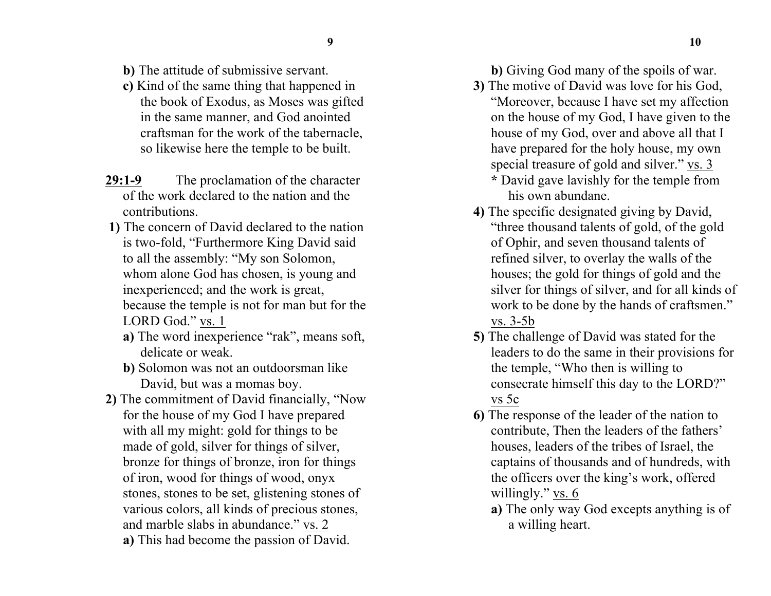**b)** The attitude of submissive servant.

**c)** Kind of the same thing that happened in the book of Exodus, as Moses was gifted in the same manner, and God anointed craftsman for the work of the tabernacle, so likewise here the temple to be built.

**29:1-9** The proclamation of the character of the work declared to the nation and the contributions.

**1)** The concern of David declared to the nation is two-fold, "Furthermore King David said to all the assembly: "My son Solomon, whom alone God has chosen, is young and inexperienced; and the work is great, because the temple is not for man but for the LORD God." vs. 1

**a)** The word inexperience "rak", means soft, delicate or weak.

**b)** Solomon was not an outdoorsman like David, but was a momas boy.

**2)** The commitment of David financially, "Now for the house of my God I have prepared with all my might: gold for things to be made of gold, silver for things of silver, bronze for things of bronze, iron for things of iron, wood for things of wood, onyx stones, stones to be set, glistening stones of various colors, all kinds of precious stones, and marble slabs in abundance." vs. 2

**a)** This had become the passion of David.

**b)** Giving God many of the spoils of war.

**3)** The motive of David was love for his God, "Moreover, because I have set my affection on the house of my God, I have given to the house of my God, over and above all that I have prepared for the holy house, my own special treasure of gold and silver." vs. 3

**\*** David gave lavishly for the temple from his own abundane.

**4)** The specific designated giving by David, "three thousand talents of gold, of the gold of Ophir, and seven thousand talents of refined silver, to overlay the walls of the houses; the gold for things of gold and the silver for things of silver, and for all kinds of work to be done by the hands of craftsmen." vs. 3-5b

**5)** The challenge of David was stated for the leaders to do the same in their provisions for the temple, "Who then is willing to consecrate himself this day to the LORD?" vs 5c

**6)** The response of the leader of the nation to contribute, Then the leaders of the fathers' houses, leaders of the tribes of Israel, the captains of thousands and of hundreds, with the officers over the king's work, offered willingly." vs. 6

**a)** The only way God excepts anything is of a willing heart.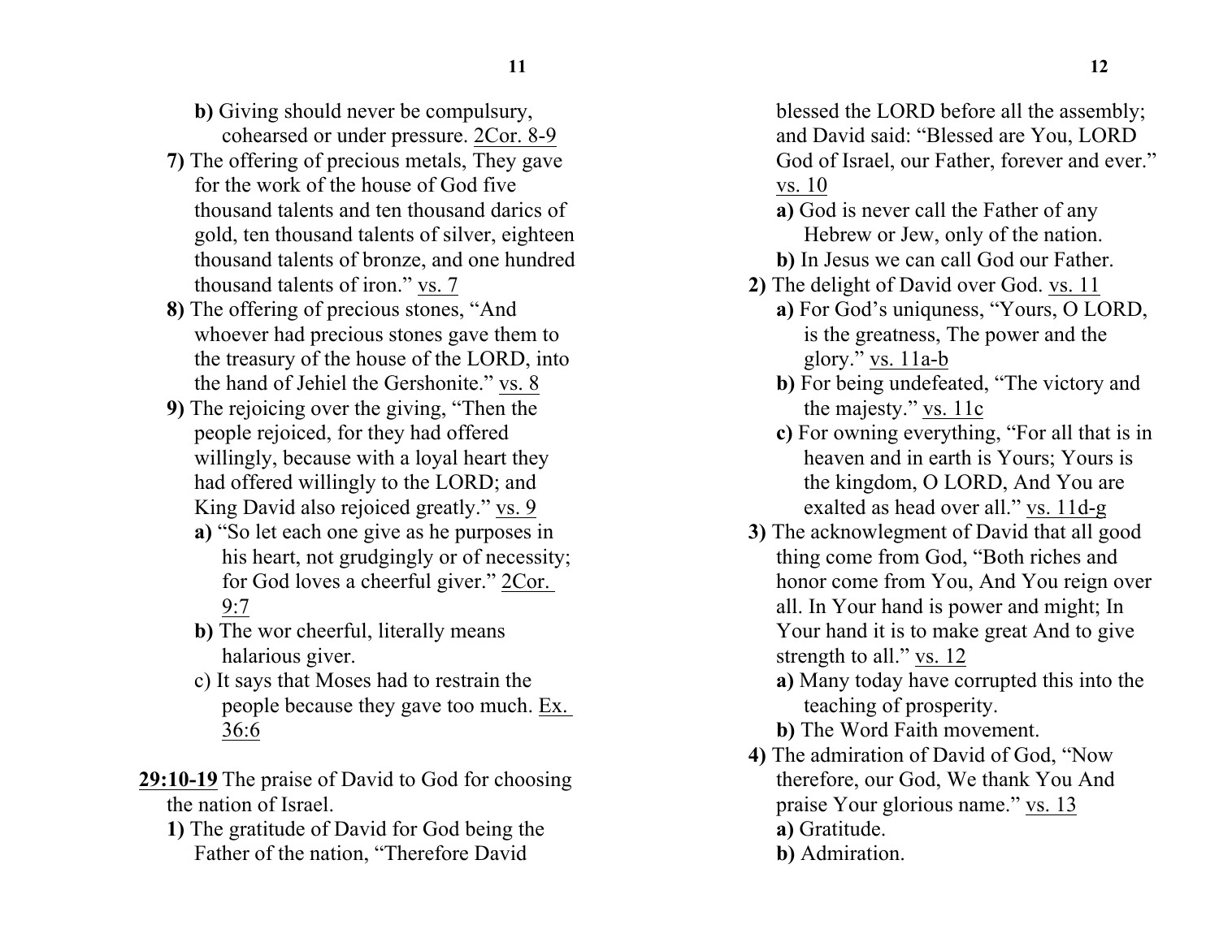**b)** Giving should never be compulsury, cohearsed or under pressure. 2Cor. 8-9

**7)** The offering of precious metals, They gave for the work of the house of God five thousand talents and ten thousand darics of gold, ten thousand talents of silver, eighteen thousand talents of bronze, and one hundred thousand talents of iron." vs. 7

**8)** The offering of precious stones, "And whoever had precious stones gave them to the treasury of the house of the LORD, into the hand of Jehiel the Gershonite." vs. 8

**9)** The rejoicing over the giving, "Then the people rejoiced, for they had offered willingly, because with a loyal heart they had offered willingly to the LORD; and King David also rejoiced greatly." vs. 9

**a)** "So let each one give as he purposes in his heart, not grudgingly or of necessity; for God loves a cheerful giver." 2Cor. 9:7

**b)** The wor cheerful, literally means halarious giver.

c) It says that Moses had to restrain the people because they gave too much. Ex. 36:6

**29:10-19** The praise of David to God for choosing the nation of Israel.

**1)** The gratitude of David for God being the Father of the nation, "Therefore David blessed the LORD before all the assembly; and David said: "Blessed are You, LORD God of Israel, our Father, forever and ever." vs. 10

**a)** God is never call the Father of any Hebrew or Jew, only of the nation.

**b)** In Jesus we can call God our Father.

**2)** The delight of David over God. vs. 11

**a)** For God's uniquness, "Yours, O LORD, is the greatness, The power and the glory." vs. 11a-b

**b)** For being undefeated, "The victory and the majesty." vs. 11c

**c)** For owning everything, "For all that is in heaven and in earth is Yours; Yours is the kingdom, O LORD, And You are exalted as head over all." vs. 11d-g

**3)** The acknowlegment of David that all good thing come from God, "Both riches and honor come from You, And You reign over all. In Your hand is power and might; In Your hand it is to make great And to give strength to all." vs. 12

**a)** Many today have corrupted this into the teaching of prosperity.

**b)** The Word Faith movement.

**4)** The admiration of David of God, "Now therefore, our God, We thank You And praise Your glorious name." vs. 13

**a)** Gratitude.

**b)** Admiration.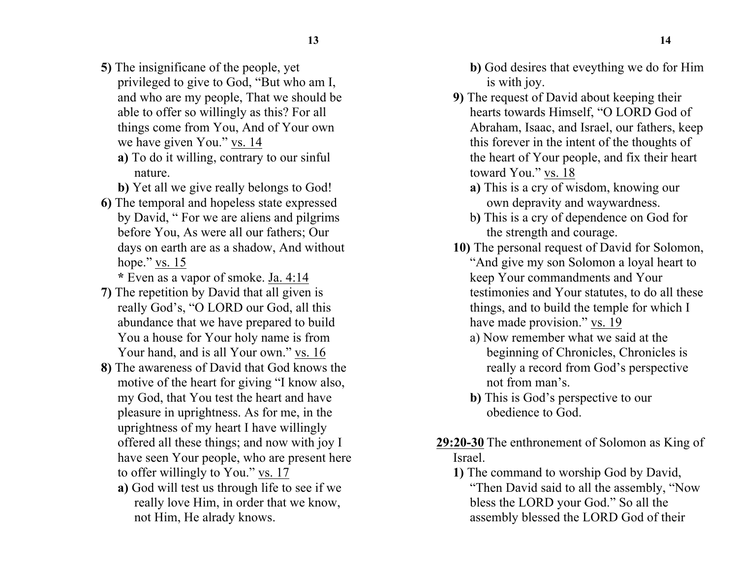**5)** The insignificane of the people, yet privileged to give to God, “But who am I, and who are my people, That we should be able to offer so willingly as this? For all things come from You, And of Your own we have given You.” vs. 14

- **a)** To do it willing, contrary to our sinful nature.
- **b)** Yet all we give really belongs to God!

**6)** The temporal and hopeless state expressed by David, “ For we are aliens and pilgrims before You, As were all our fathers; Our days on earth are as a shadow, And without hope.” vs. 15

**\*** Even as a vapor of smoke. Ja. 4:14

**7)** The repetition by David that all given is really God’s, “O LORD our God, all this abundance that we have prepared to build You a house for Your holy name is from Your hand, and is all Your own.” vs. 16

**8)** The awareness of David that God knows the motive of the heart for giving “I know also, my God, that You test the heart and have pleasure in uprightness. As for me, in the uprightness of my heart I have willingly offered all these things; and now with joy I have seen Your people, who are present here to offer willingly to You.” vs. 17

- **a)** God will test us through life to see if we really love Him, in order that we know, not Him, He alrady knows.
- **b)** God desires that eveything we do for Him is with joy.

**9)** The request of David about keeping their hearts towards Himself, “O LORD God of Abraham, Isaac, and Israel, our fathers, keep this forever in the intent of the thoughts of the heart of Your people, and fix their heart toward You.” vs. 18

- **a)** This is a cry of wisdom, knowing our own depravity and waywardness.
- b**)** This is a cry of dependence on God for the strength and courage.

**10)** The personal request of David for Solomon, “And give my son Solomon a loyal heart to keep Your commandments and Your testimonies and Your statutes, to do all these things, and to build the temple for which I have made provision.” vs. 19

- a) Now remember what we said at the beginning of Chronicles, Chronicles is really a record from God’s perspective not from man’s.
- **b)** This is God’s perspective to our obedience to God.

**29:20-30** The enthronement of Solomon as King of Israel.

**1)** The command to worship God by David, “Then David said to all the assembly, “Now bless the LORD your God.” So all the assembly blessed the LORD God of their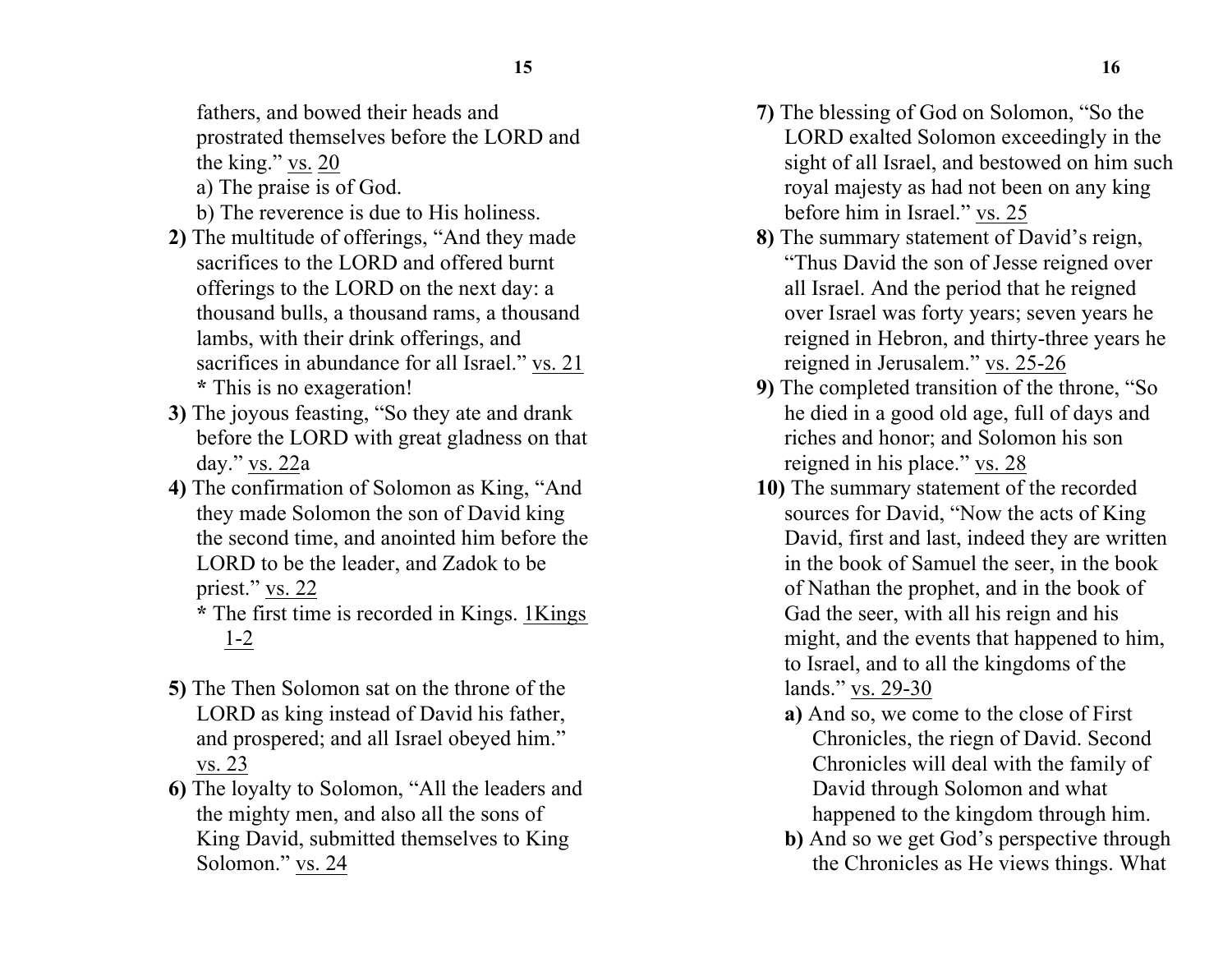fathers, and bowed their heads and prostrated themselves before the LORD and the king." vs. 20

a) The praise is of God.

b) The reverence is due to His holiness.

**2)** The multitude of offerings, "And they made sacrifices to the LORD and offered burnt offerings to the LORD on the next day: a thousand bulls, a thousand rams, a thousand lambs, with their drink offerings, and sacrifices in abundance for all Israel." vs. 21

**\*** This is no exageration!

**3)** The joyous feasting, "So they ate and drank before the LORD with great gladness on that day." vs. 22a

**4)** The confirmation of Solomon as King, "And they made Solomon the son of David king the second time, and anointed him before the LORD to be the leader, and Zadok to be priest." vs. 22

**\*** The first time is recorded in Kings. 1Kings 1-2

**5)** The Then Solomon sat on the throne of the LORD as king instead of David his father, and prospered; and all Israel obeyed him." vs. 23

**6)** The loyalty to Solomon, "All the leaders and the mighty men, and also all the sons of King David, submitted themselves to King Solomon." vs. 24

**7)** The blessing of God on Solomon, "So the LORD exalted Solomon exceedingly in the sight of all Israel, and bestowed on him such royal majesty as had not been on any king before him in Israel." vs. 25

**8)** The summary statement of David's reign, "Thus David the son of Jesse reigned over all Israel. And the period that he reigned over Israel was forty years; seven years he reigned in Hebron, and thirty-three years he reigned in Jerusalem." vs. 25-26

**9)** The completed transition of the throne, "So he died in a good old age, full of days and riches and honor; and Solomon his son reigned in his place." vs. 28

**10)** The summary statement of the recorded sources for David, "Now the acts of King David, first and last, indeed they are written in the book of Samuel the seer, in the book of Nathan the prophet, and in the book of Gad the seer, with all his reign and his might, and the events that happened to him, to Israel, and to all the kingdoms of the lands." vs. 29-30

**a)** And so, we come to the close of First Chronicles, the riegn of David. Second Chronicles will deal with the family of David through Solomon and what happened to the kingdom through him.

**b)** And so we get God's perspective through the Chronicles as He views things. What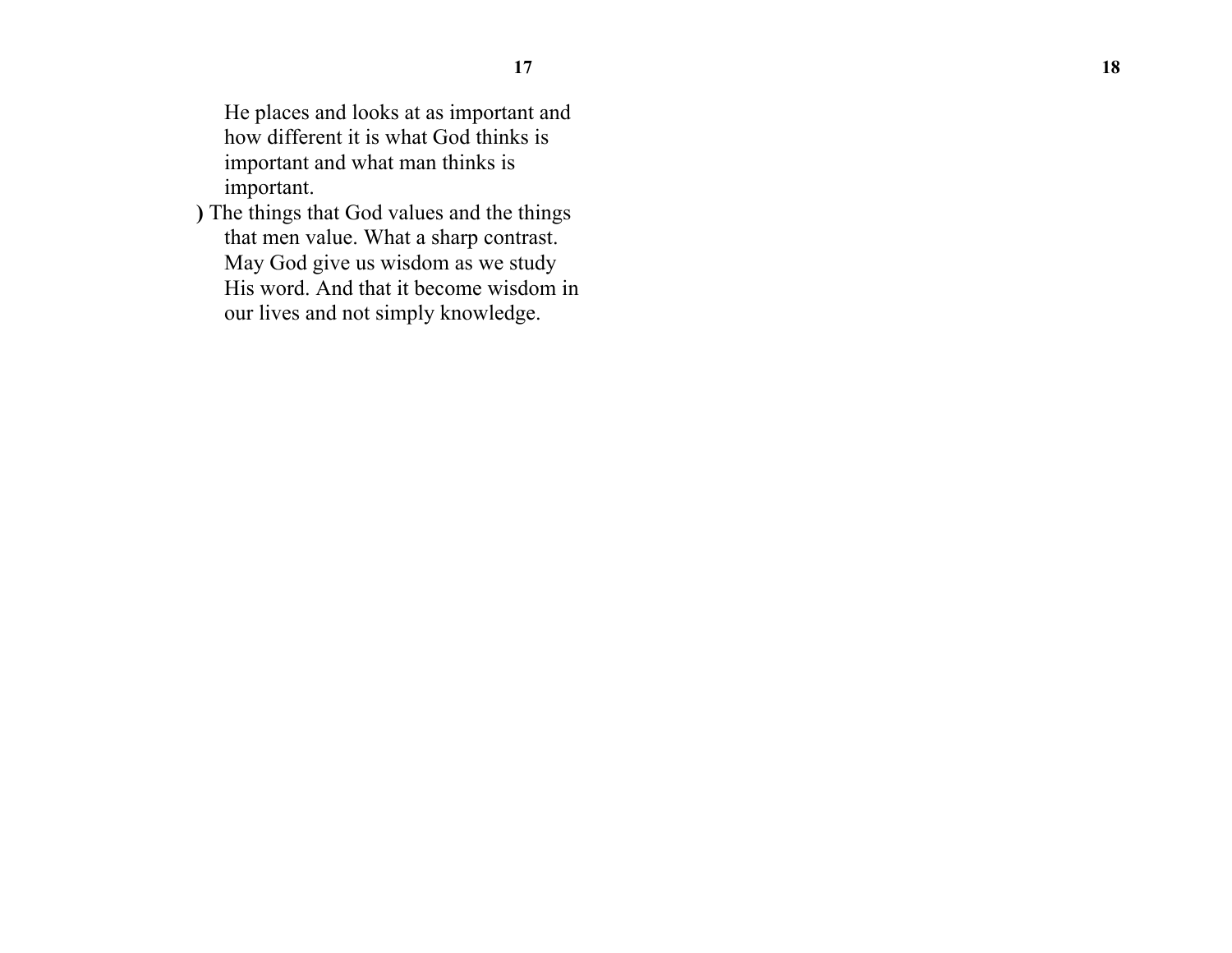He places and looks at as important and how different it is what God thinks is important and what man thinks is important.

) The things that God values and the things that men value. What a sharp contrast. May God give us wisdom as we study His word. And that it become wisdom in our lives and not simply knowledge.